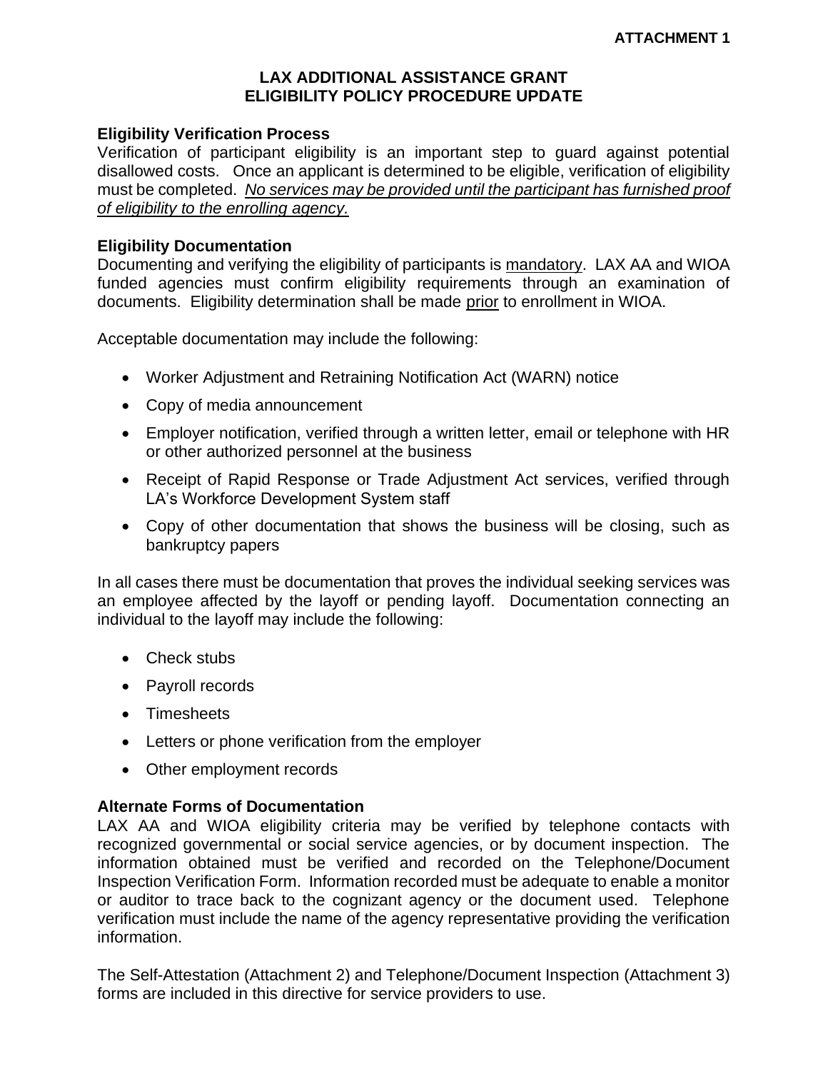**ATTACHMENT 1**

# LAX ADDITIONAL ASSISTANCE GRANT ELIGIBILITY POLICY PROCEDURE UPDATE

## Eligibility Verification Process

Verification of participant eligibility is an important step to guard against potential disallowed costs. Once an applicant is determined to be eligible, verification of eligibility must be completed. <u>*No services may be provided until the participant has furnished proof of eligibility to the enrolling agency.*</u>

## Eligibility Documentation

Documenting and verifying the eligibility of participants is <u>mandatory</u>. LAX AA and WIOA funded agencies must confirm eligibility requirements through an examination of documents. Eligibility determination shall be made <u>prior</u> to enrollment in WIOA.

Acceptable documentation may include the following:

- Worker Adjustment and Retraining Notification Act (WARN) notice
- Copy of media announcement
- Employer notification, verified through a written letter, email or telephone with HR or other authorized personnel at the business
- Receipt of Rapid Response or Trade Adjustment Act services, verified through LA's Workforce Development System staff
- Copy of other documentation that shows the business will be closing, such as bankruptcy papers

In all cases there must be documentation that proves the individual seeking services was an employee affected by the layoff or pending layoff. Documentation connecting an individual to the layoff may include the following:

- Check stubs
- Payroll records
- Timesheets
- Letters or phone verification from the employer
- Other employment records

## Alternate Forms of Documentation

LAX AA and WIOA eligibility criteria may be verified by telephone contacts with recognized governmental or social service agencies, or by document inspection. The information obtained must be verified and recorded on the Telephone/Document Inspection Verification Form. Information recorded must be adequate to enable a monitor or auditor to trace back to the cognizant agency or the document used. Telephone verification must include the name of the agency representative providing the verification information.

The Self-Attestation (Attachment 2) and Telephone/Document Inspection (Attachment 3) forms are included in this directive for service providers to use.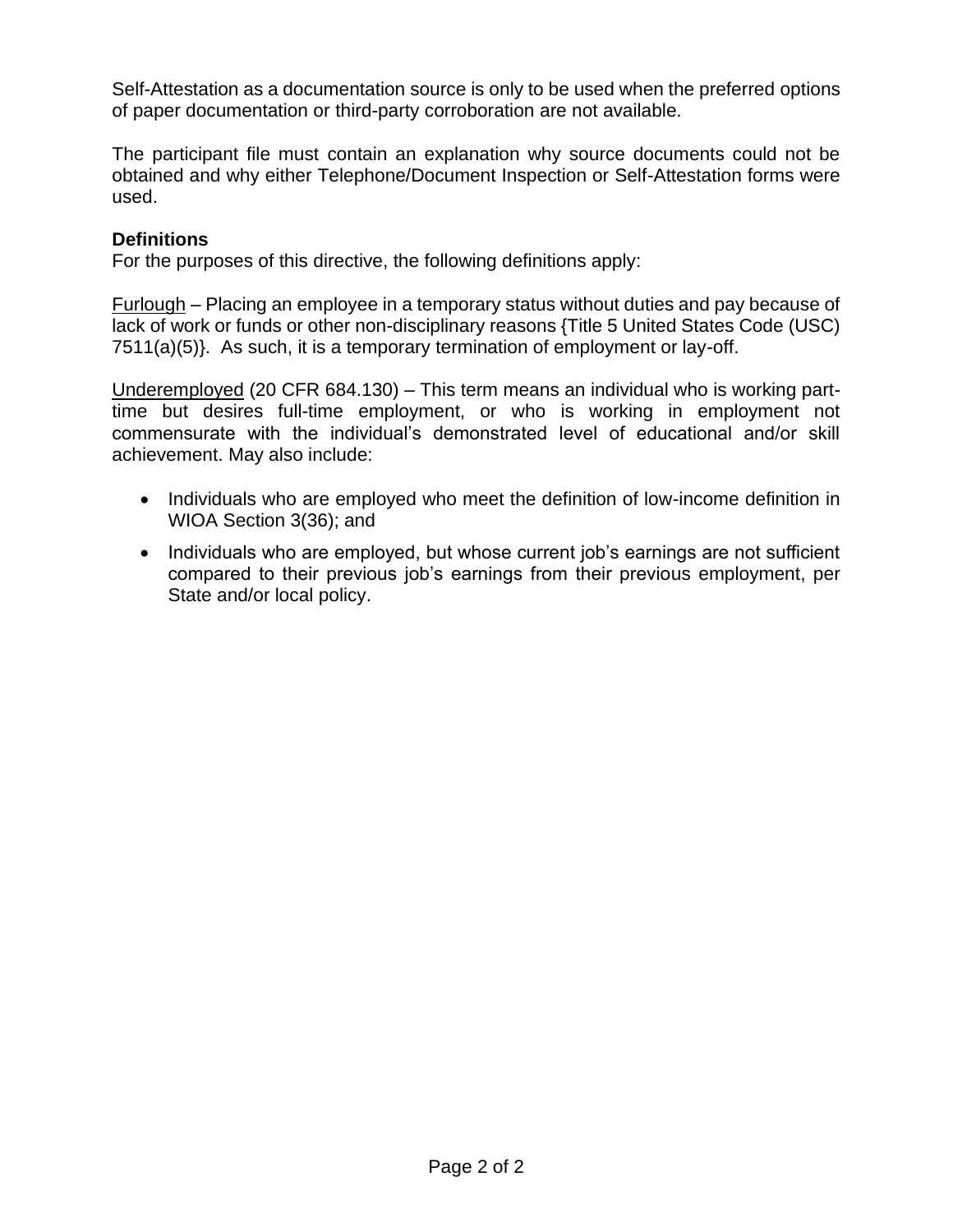Self-Attestation as a documentation source is only to be used when the preferred options of paper documentation or third-party corroboration are not available.

The participant file must contain an explanation why source documents could not be obtained and why either Telephone/Document Inspection or Self-Attestation forms were used.

**Definitions**

For the purposes of this directive, the following definitions apply:

Furlough – Placing an employee in a temporary status without duties and pay because of lack of work or funds or other non-disciplinary reasons {Title 5 United States Code (USC) 7511(a)(5)}. As such, it is a temporary termination of employment or lay-off.

Underemployed (20 CFR 684.130) – This term means an individual who is working part-time but desires full-time employment, or who is working in employment not commensurate with the individual's demonstrated level of educational and/or skill achievement. May also include:

- Individuals who are employed who meet the definition of low-income definition in WIOA Section 3(36); and
- Individuals who are employed, but whose current job's earnings are not sufficient compared to their previous job's earnings from their previous employment, per State and/or local policy.